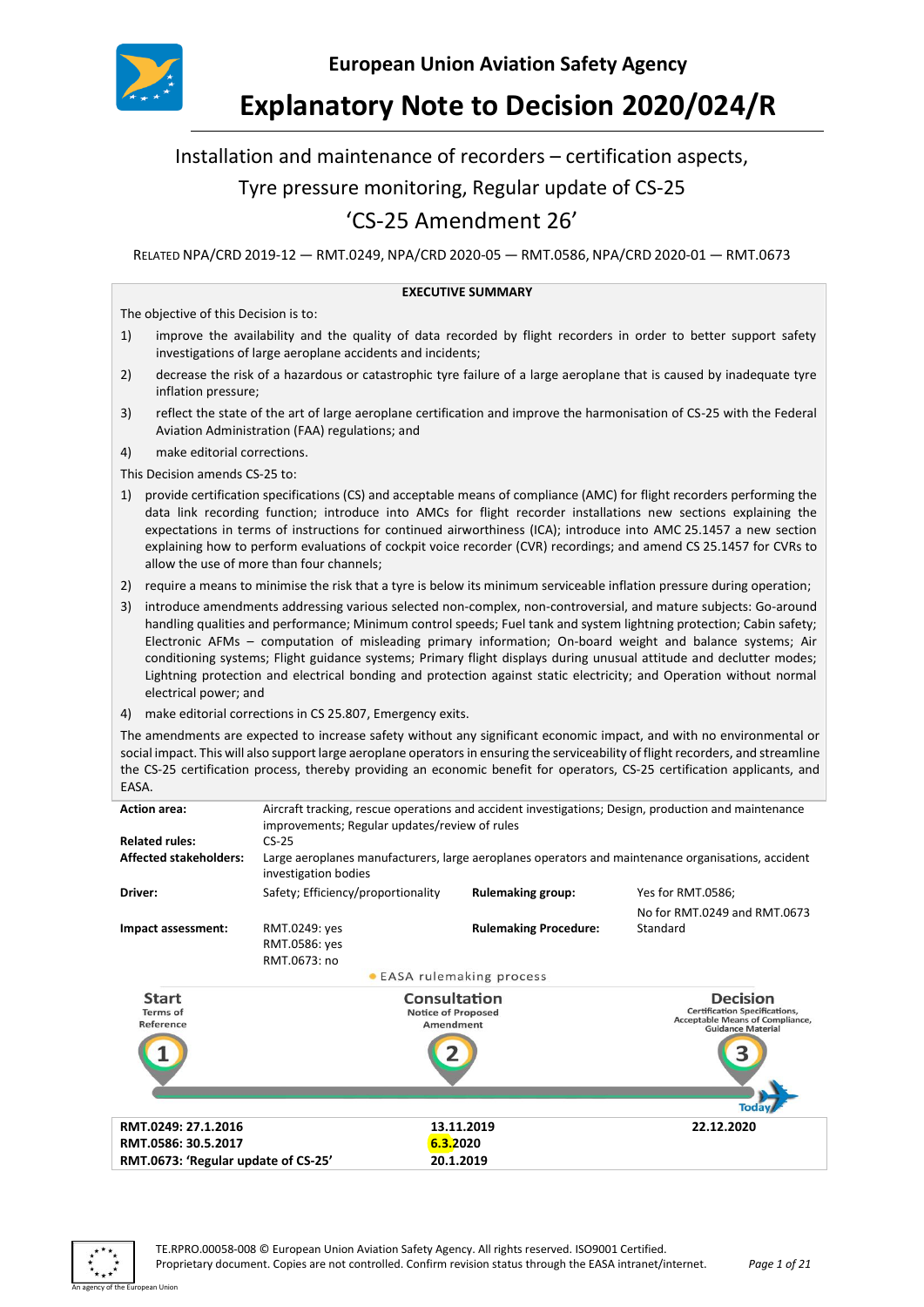European Union Aviation Safety Agency

# Explanatory Note to Decision 2020/024/R

## Installation and maintenance of recorders – certification aspects, Tyre pressure monitoring, Regular update of CS-25 'CS-25 Amendment 26'

RELATED NPA/CRD 2019-12 — RMT.0249, NPA/CRD 2020-05 — RMT.0586, NPA/CRD 2020-01 — RMT.0673

**EXECUTIVE SUMMARY**

The objective of this Decision is to:

1) improve the availability and the quality of data recorded by flight recorders in order to better support safety investigations of large aeroplane accidents and incidents;
2) decrease the risk of a hazardous or catastrophic tyre failure of a large aeroplane that is caused by inadequate tyre inflation pressure;
3) reflect the state of the art of large aeroplane certification and improve the harmonisation of CS-25 with the Federal Aviation Administration (FAA) regulations; and
4) make editorial corrections.

This Decision amends CS-25 to:

1) provide certification specifications (CS) and acceptable means of compliance (AMC) for flight recorders performing the data link recording function; introduce into AMCs for flight recorder installations new sections explaining the expectations in terms of instructions for continued airworthiness (ICA); introduce into AMC 25.1457 a new section explaining how to perform evaluations of cockpit voice recorder (CVR) recordings; and amend CS 25.1457 for CVRs to allow the use of more than four channels;
2) require a means to minimise the risk that a tyre is below its minimum serviceable inflation pressure during operation;
3) introduce amendments addressing various selected non-complex, non-controversial, and mature subjects: Go-around handling qualities and performance; Minimum control speeds; Fuel tank and system lightning protection; Cabin safety; Electronic AFMs – computation of misleading primary information; On-board weight and balance systems; Air conditioning systems; Flight guidance systems; Primary flight displays during unusual attitude and declutter modes; Lightning protection and electrical bonding and protection against static electricity; and Operation without normal electrical power; and
4) make editorial corrections in CS 25.807, Emergency exits.

The amendments are expected to increase safety without any significant economic impact, and with no environmental or social impact. This will also support large aeroplane operators in ensuring the serviceability of flight recorders, and streamline the CS-25 certification process, thereby providing an economic benefit for operators, CS-25 certification applicants, and EASA.

| | | | |
|---|---|---|---|
| **Action area:** | Aircraft tracking, rescue operations and accident investigations; Design, production and maintenance improvements; Regular updates/review of rules | | |
| **Related rules:** | CS-25 | | |
| **Affected stakeholders:** | Large aeroplanes manufacturers, large aeroplanes operators and maintenance organisations, accident investigation bodies | | |
| **Driver:** | Safety; Efficiency/proportionality | **Rulemaking group:** | Yes for RMT.0586; No for RMT.0249 and RMT.0673 |
| **Impact assessment:** | RMT.0249: yes<br>RMT.0586: yes<br>RMT.0673: no | **Rulemaking Procedure:** | Standard |

EASA rulemaking process

| Start – Terms of Reference | Consultation – Notice of Proposed Amendment | Decision – Certification Specifications, Acceptable Means of Compliance, Guidance Material |
|---|---|---|
| **RMT.0249: 27.1.2016** | **13.11.2019** | **22.12.2020** |
| **RMT.0586: 30.5.2017** | **6.3.2020** | |
| **RMT.0673: 'Regular update of CS-25'** | **20.1.2019** | |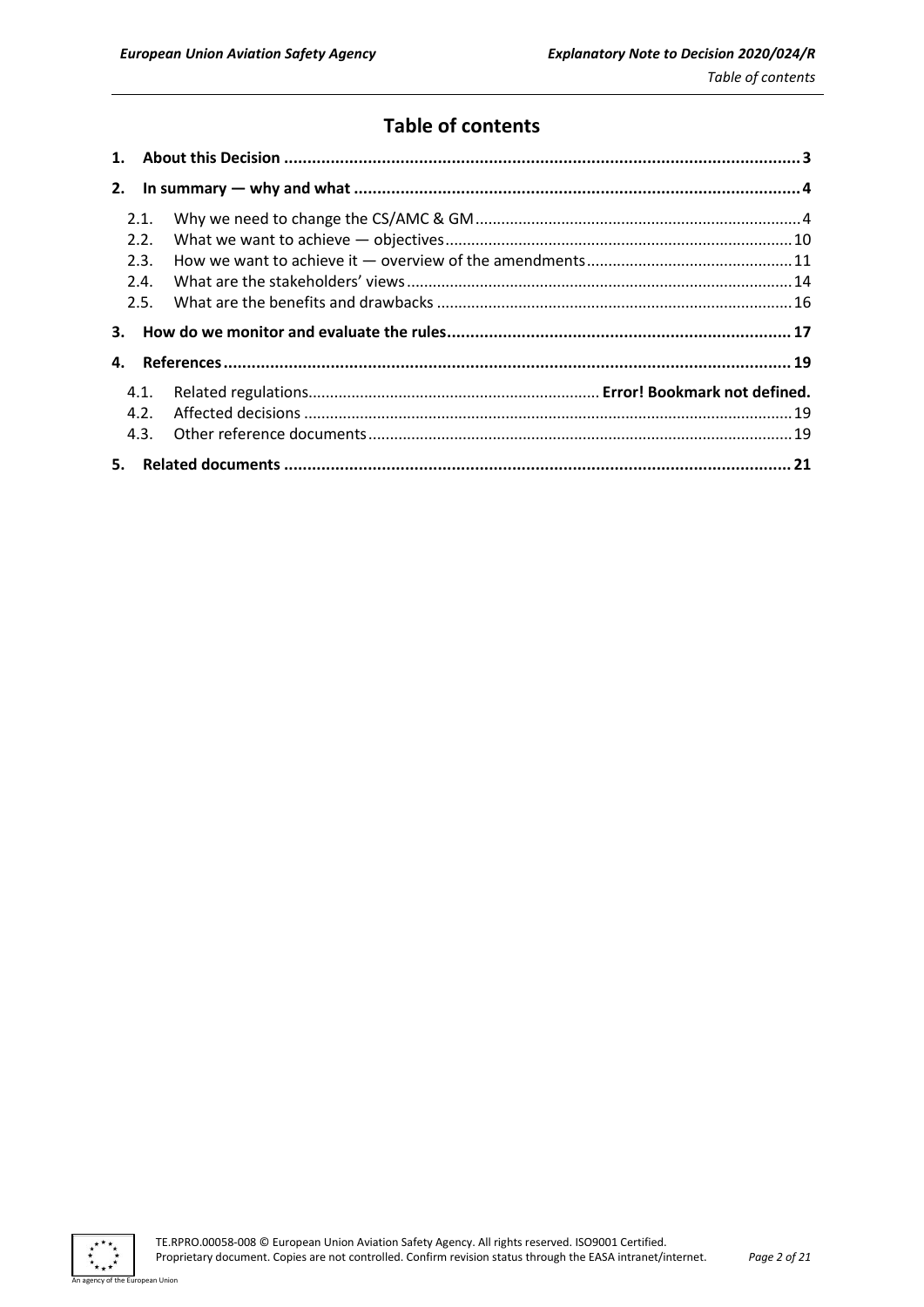# Table of contents

**1. About this Decision .......................................................................................................... 3**

**2. In summary — why and what ............................................................................................ 4**

- 2.1. Why we need to change the CS/AMC & GM ........................................................................ 4
- 2.2. What we want to achieve — objectives ............................................................................. 10
- 2.3. How we want to achieve it — overview of the amendments ............................................ 11
- 2.4. What are the stakeholders' views ...................................................................................... 14
- 2.5. What are the benefits and drawbacks ................................................................................ 16

**3. How do we monitor and evaluate the rules ..................................................................... 17**

**4. References ....................................................................................................................... 19**

- 4.1. Related regulations .................................................................. **Error! Bookmark not defined.**
- 4.2. Affected decisions ............................................................................................................. 19
- 4.3. Other reference documents ............................................................................................... 19

**5. Related documents ......................................................................................................... 21**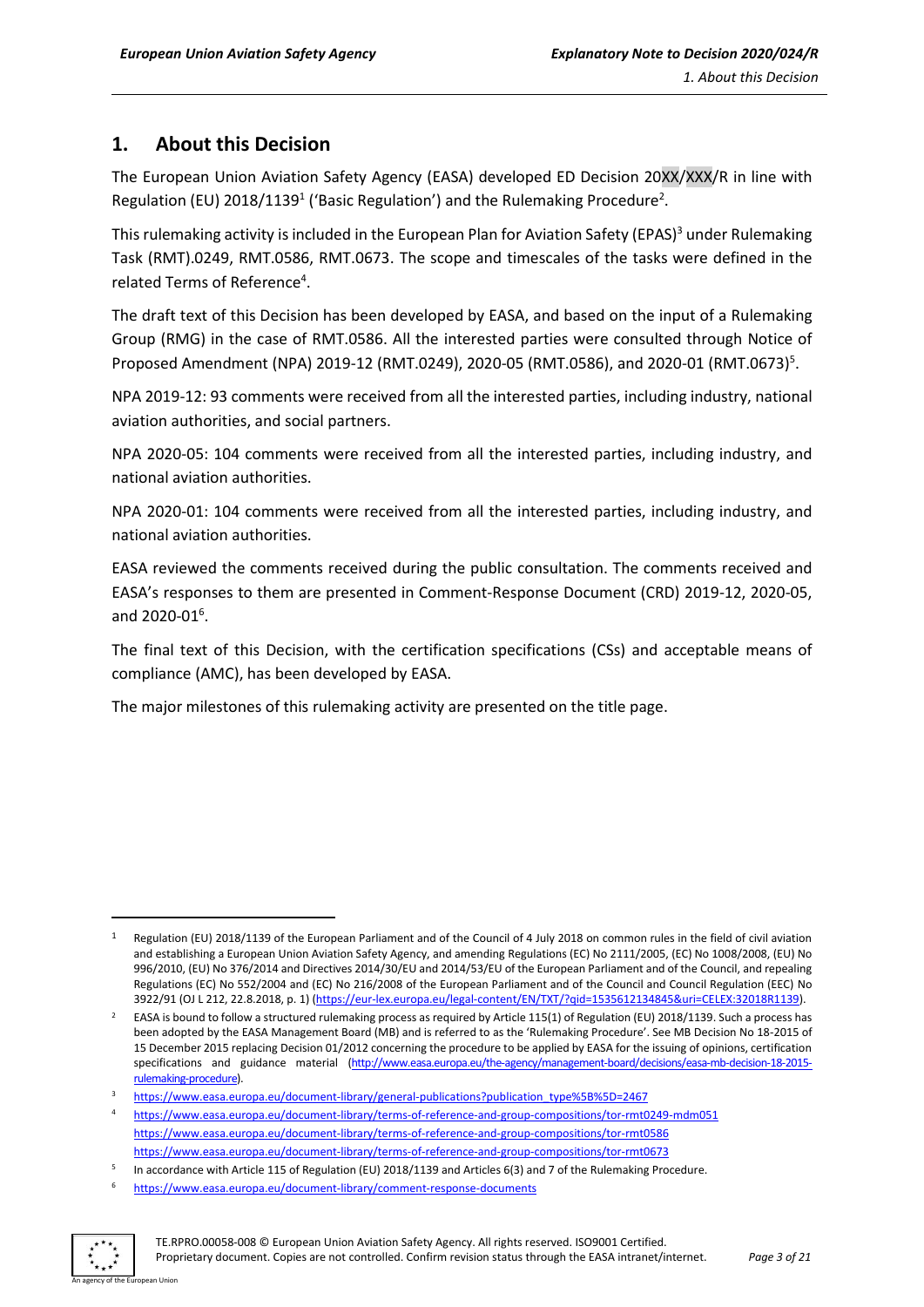# 1. About this Decision

The European Union Aviation Safety Agency (EASA) developed ED Decision 20XX/XXX/R in line with Regulation (EU) 2018/1139[1] ('Basic Regulation') and the Rulemaking Procedure[2].

This rulemaking activity is included in the European Plan for Aviation Safety (EPAS)[3] under Rulemaking Task (RMT).0249, RMT.0586, RMT.0673. The scope and timescales of the tasks were defined in the related Terms of Reference[4].

The draft text of this Decision has been developed by EASA, and based on the input of a Rulemaking Group (RMG) in the case of RMT.0586. All the interested parties were consulted through Notice of Proposed Amendment (NPA) 2019-12 (RMT.0249), 2020-05 (RMT.0586), and 2020-01 (RMT.0673)[5].

NPA 2019-12: 93 comments were received from all the interested parties, including industry, national aviation authorities, and social partners.

NPA 2020-05: 104 comments were received from all the interested parties, including industry, and national aviation authorities.

NPA 2020-01: 104 comments were received from all the interested parties, including industry, and national aviation authorities.

EASA reviewed the comments received during the public consultation. The comments received and EASA's responses to them are presented in Comment-Response Document (CRD) 2019-12, 2020-05, and 2020-01[6].

The final text of this Decision, with the certification specifications (CSs) and acceptable means of compliance (AMC), has been developed by EASA.

The major milestones of this rulemaking activity are presented on the title page.

---

[1] Regulation (EU) 2018/1139 of the European Parliament and of the Council of 4 July 2018 on common rules in the field of civil aviation and establishing a European Union Aviation Safety Agency, and amending Regulations (EC) No 2111/2005, (EC) No 1008/2008, (EU) No 996/2010, (EU) No 376/2014 and Directives 2014/30/EU and 2014/53/EU of the European Parliament and of the Council, and repealing Regulations (EC) No 552/2004 and (EC) No 216/2008 of the European Parliament and of the Council and Council Regulation (EEC) No 3922/91 (OJ L 212, 22.8.2018, p. 1) (https://eur-lex.europa.eu/legal-content/EN/TXT/?qid=1535612134845&uri=CELEX:32018R1139).

[2] EASA is bound to follow a structured rulemaking process as required by Article 115(1) of Regulation (EU) 2018/1139. Such a process has been adopted by the EASA Management Board (MB) and is referred to as the 'Rulemaking Procedure'. See MB Decision No 18-2015 of 15 December 2015 replacing Decision 01/2012 concerning the procedure to be applied by EASA for the issuing of opinions, certification specifications and guidance material (http://www.easa.europa.eu/the-agency/management-board/decisions/easa-mb-decision-18-2015-rulemaking-procedure).

[3] https://www.easa.europa.eu/document-library/general-publications?publication_type%5B%5D=2467

[4] https://www.easa.europa.eu/document-library/terms-of-reference-and-group-compositions/tor-rmt0249-mdm051
https://www.easa.europa.eu/document-library/terms-of-reference-and-group-compositions/tor-rmt0586
https://www.easa.europa.eu/document-library/terms-of-reference-and-group-compositions/tor-rmt0673

[5] In accordance with Article 115 of Regulation (EU) 2018/1139 and Articles 6(3) and 7 of the Rulemaking Procedure.

[6] https://www.easa.europa.eu/document-library/comment-response-documents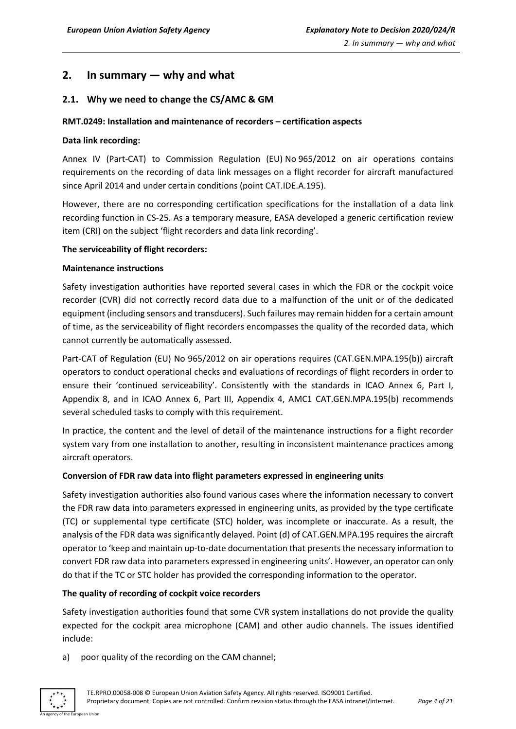## 2. In summary — why and what

### 2.1. Why we need to change the CS/AMC & GM

**RMT.0249: Installation and maintenance of recorders – certification aspects**

**Data link recording:**

Annex IV (Part-CAT) to Commission Regulation (EU) No 965/2012 on air operations contains requirements on the recording of data link messages on a flight recorder for aircraft manufactured since April 2014 and under certain conditions (point CAT.IDE.A.195).

However, there are no corresponding certification specifications for the installation of a data link recording function in CS-25. As a temporary measure, EASA developed a generic certification review item (CRI) on the subject 'flight recorders and data link recording'.

**The serviceability of flight recorders:**

**Maintenance instructions**

Safety investigation authorities have reported several cases in which the FDR or the cockpit voice recorder (CVR) did not correctly record data due to a malfunction of the unit or of the dedicated equipment (including sensors and transducers). Such failures may remain hidden for a certain amount of time, as the serviceability of flight recorders encompasses the quality of the recorded data, which cannot currently be automatically assessed.

Part-CAT of Regulation (EU) No 965/2012 on air operations requires (CAT.GEN.MPA.195(b)) aircraft operators to conduct operational checks and evaluations of recordings of flight recorders in order to ensure their 'continued serviceability'. Consistently with the standards in ICAO Annex 6, Part I, Appendix 8, and in ICAO Annex 6, Part III, Appendix 4, AMC1 CAT.GEN.MPA.195(b) recommends several scheduled tasks to comply with this requirement.

In practice, the content and the level of detail of the maintenance instructions for a flight recorder system vary from one installation to another, resulting in inconsistent maintenance practices among aircraft operators.

**Conversion of FDR raw data into flight parameters expressed in engineering units**

Safety investigation authorities also found various cases where the information necessary to convert the FDR raw data into parameters expressed in engineering units, as provided by the type certificate (TC) or supplemental type certificate (STC) holder, was incomplete or inaccurate. As a result, the analysis of the FDR data was significantly delayed. Point (d) of CAT.GEN.MPA.195 requires the aircraft operator to 'keep and maintain up-to-date documentation that presents the necessary information to convert FDR raw data into parameters expressed in engineering units'. However, an operator can only do that if the TC or STC holder has provided the corresponding information to the operator.

**The quality of recording of cockpit voice recorders**

Safety investigation authorities found that some CVR system installations do not provide the quality expected for the cockpit area microphone (CAM) and other audio channels. The issues identified include:

a) poor quality of the recording on the CAM channel;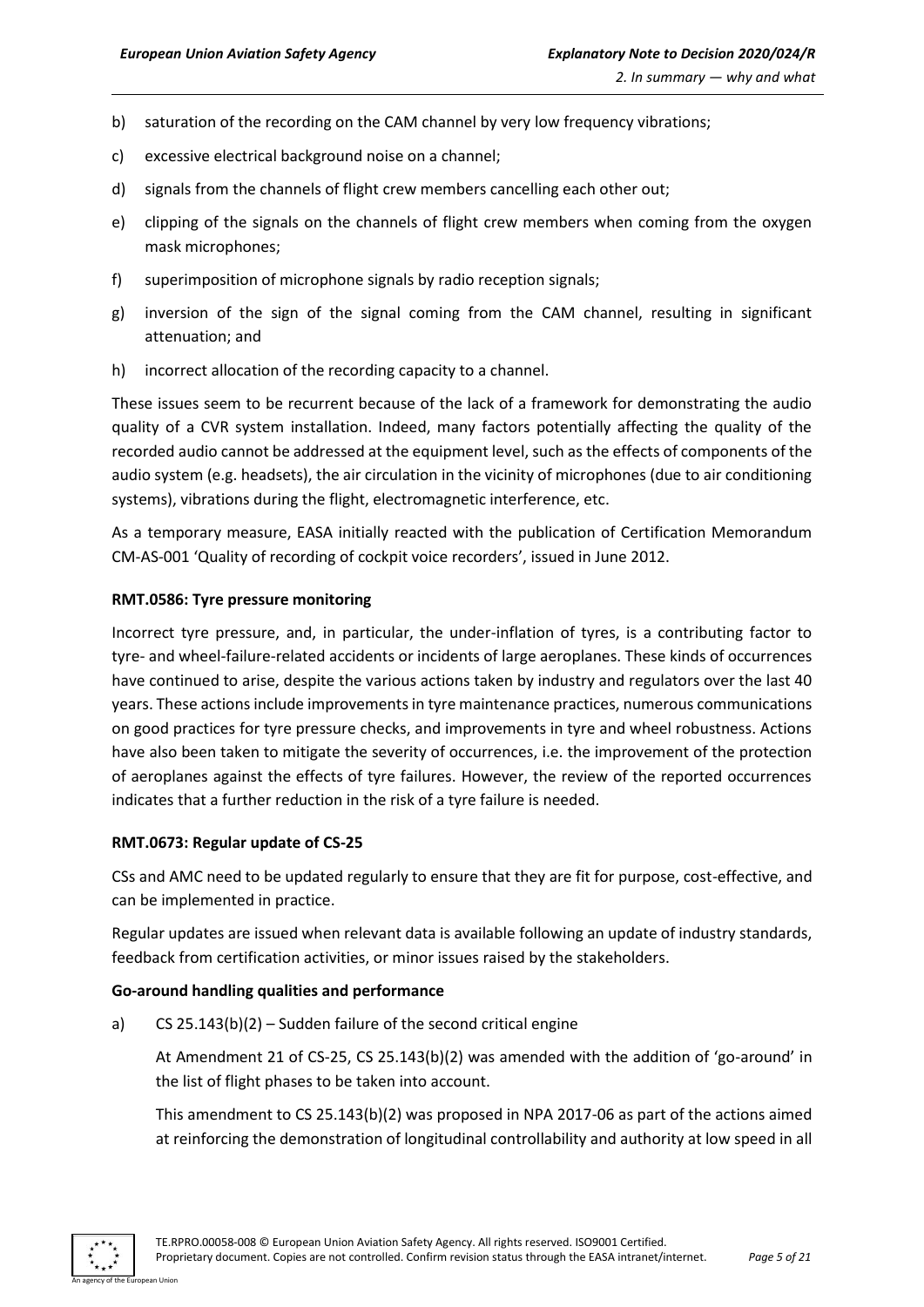b) saturation of the recording on the CAM channel by very low frequency vibrations;

c) excessive electrical background noise on a channel;

d) signals from the channels of flight crew members cancelling each other out;

e) clipping of the signals on the channels of flight crew members when coming from the oxygen mask microphones;

f) superimposition of microphone signals by radio reception signals;

g) inversion of the sign of the signal coming from the CAM channel, resulting in significant attenuation; and

h) incorrect allocation of the recording capacity to a channel.

These issues seem to be recurrent because of the lack of a framework for demonstrating the audio quality of a CVR system installation. Indeed, many factors potentially affecting the quality of the recorded audio cannot be addressed at the equipment level, such as the effects of components of the audio system (e.g. headsets), the air circulation in the vicinity of microphones (due to air conditioning systems), vibrations during the flight, electromagnetic interference, etc.

As a temporary measure, EASA initially reacted with the publication of Certification Memorandum CM-AS-001 'Quality of recording of cockpit voice recorders', issued in June 2012.

**RMT.0586: Tyre pressure monitoring**

Incorrect tyre pressure, and, in particular, the under-inflation of tyres, is a contributing factor to tyre- and wheel-failure-related accidents or incidents of large aeroplanes. These kinds of occurrences have continued to arise, despite the various actions taken by industry and regulators over the last 40 years. These actions include improvements in tyre maintenance practices, numerous communications on good practices for tyre pressure checks, and improvements in tyre and wheel robustness. Actions have also been taken to mitigate the severity of occurrences, i.e. the improvement of the protection of aeroplanes against the effects of tyre failures. However, the review of the reported occurrences indicates that a further reduction in the risk of a tyre failure is needed.

**RMT.0673: Regular update of CS-25**

CSs and AMC need to be updated regularly to ensure that they are fit for purpose, cost-effective, and can be implemented in practice.

Regular updates are issued when relevant data is available following an update of industry standards, feedback from certification activities, or minor issues raised by the stakeholders.

**Go-around handling qualities and performance**

a) CS 25.143(b)(2) – Sudden failure of the second critical engine

   At Amendment 21 of CS-25, CS 25.143(b)(2) was amended with the addition of 'go-around' in the list of flight phases to be taken into account.

   This amendment to CS 25.143(b)(2) was proposed in NPA 2017-06 as part of the actions aimed at reinforcing the demonstration of longitudinal controllability and authority at low speed in all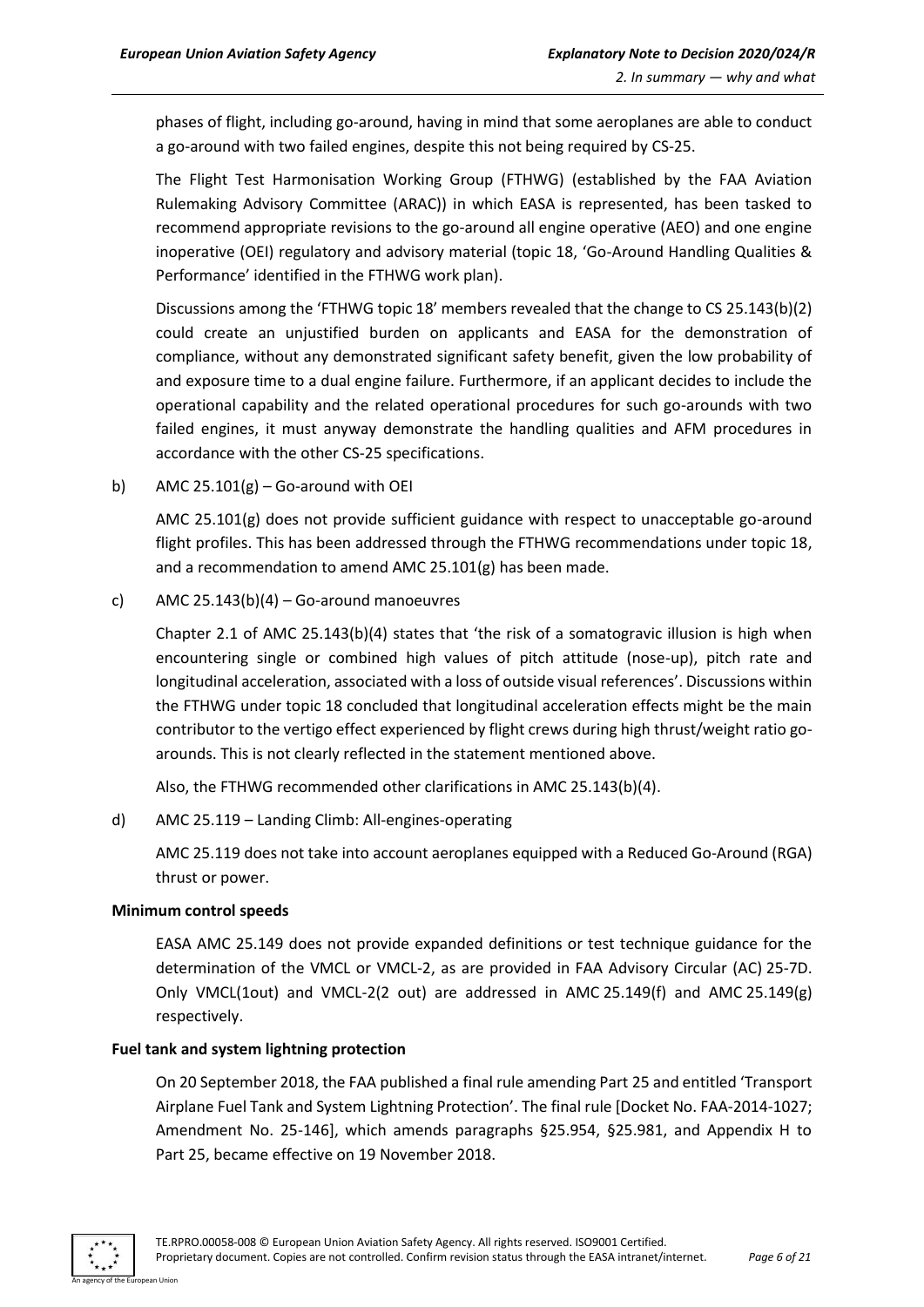phases of flight, including go-around, having in mind that some aeroplanes are able to conduct a go-around with two failed engines, despite this not being required by CS-25.

The Flight Test Harmonisation Working Group (FTHWG) (established by the FAA Aviation Rulemaking Advisory Committee (ARAC)) in which EASA is represented, has been tasked to recommend appropriate revisions to the go-around all engine operative (AEO) and one engine inoperative (OEI) regulatory and advisory material (topic 18, 'Go-Around Handling Qualities & Performance' identified in the FTHWG work plan).

Discussions among the 'FTHWG topic 18' members revealed that the change to CS 25.143(b)(2) could create an unjustified burden on applicants and EASA for the demonstration of compliance, without any demonstrated significant safety benefit, given the low probability of and exposure time to a dual engine failure. Furthermore, if an applicant decides to include the operational capability and the related operational procedures for such go-arounds with two failed engines, it must anyway demonstrate the handling qualities and AFM procedures in accordance with the other CS-25 specifications.

b) AMC 25.101(g) – Go-around with OEI

AMC 25.101(g) does not provide sufficient guidance with respect to unacceptable go-around flight profiles. This has been addressed through the FTHWG recommendations under topic 18, and a recommendation to amend AMC 25.101(g) has been made.

c) AMC 25.143(b)(4) – Go-around manoeuvres

Chapter 2.1 of AMC 25.143(b)(4) states that 'the risk of a somatogravic illusion is high when encountering single or combined high values of pitch attitude (nose-up), pitch rate and longitudinal acceleration, associated with a loss of outside visual references'. Discussions within the FTHWG under topic 18 concluded that longitudinal acceleration effects might be the main contributor to the vertigo effect experienced by flight crews during high thrust/weight ratio go-arounds. This is not clearly reflected in the statement mentioned above.

Also, the FTHWG recommended other clarifications in AMC 25.143(b)(4).

d) AMC 25.119 – Landing Climb: All-engines-operating

AMC 25.119 does not take into account aeroplanes equipped with a Reduced Go-Around (RGA) thrust or power.

**Minimum control speeds**

EASA AMC 25.149 does not provide expanded definitions or test technique guidance for the determination of the VMCL or VMCL-2, as are provided in FAA Advisory Circular (AC) 25-7D. Only VMCL(1out) and VMCL-2(2 out) are addressed in AMC 25.149(f) and AMC 25.149(g) respectively.

**Fuel tank and system lightning protection**

On 20 September 2018, the FAA published a final rule amending Part 25 and entitled 'Transport Airplane Fuel Tank and System Lightning Protection'. The final rule [Docket No. FAA-2014-1027; Amendment No. 25-146], which amends paragraphs §25.954, §25.981, and Appendix H to Part 25, became effective on 19 November 2018.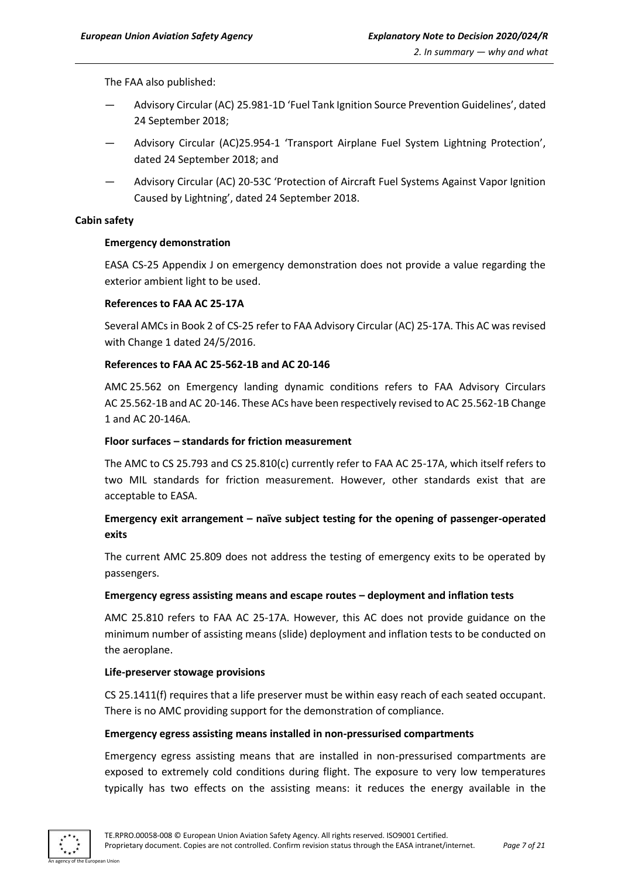The FAA also published:

- Advisory Circular (AC) 25.981-1D 'Fuel Tank Ignition Source Prevention Guidelines', dated 24 September 2018;
- Advisory Circular (AC)25.954-1 'Transport Airplane Fuel System Lightning Protection', dated 24 September 2018; and
- Advisory Circular (AC) 20-53C 'Protection of Aircraft Fuel Systems Against Vapor Ignition Caused by Lightning', dated 24 September 2018.

**Cabin safety**

**Emergency demonstration**

EASA CS-25 Appendix J on emergency demonstration does not provide a value regarding the exterior ambient light to be used.

**References to FAA AC 25-17A**

Several AMCs in Book 2 of CS-25 refer to FAA Advisory Circular (AC) 25-17A. This AC was revised with Change 1 dated 24/5/2016.

**References to FAA AC 25-562-1B and AC 20-146**

AMC 25.562 on Emergency landing dynamic conditions refers to FAA Advisory Circulars AC 25.562-1B and AC 20-146. These ACs have been respectively revised to AC 25.562-1B Change 1 and AC 20-146A.

**Floor surfaces – standards for friction measurement**

The AMC to CS 25.793 and CS 25.810(c) currently refer to FAA AC 25-17A, which itself refers to two MIL standards for friction measurement. However, other standards exist that are acceptable to EASA.

**Emergency exit arrangement – naïve subject testing for the opening of passenger-operated exits**

The current AMC 25.809 does not address the testing of emergency exits to be operated by passengers.

**Emergency egress assisting means and escape routes – deployment and inflation tests**

AMC 25.810 refers to FAA AC 25-17A. However, this AC does not provide guidance on the minimum number of assisting means (slide) deployment and inflation tests to be conducted on the aeroplane.

**Life-preserver stowage provisions**

CS 25.1411(f) requires that a life preserver must be within easy reach of each seated occupant. There is no AMC providing support for the demonstration of compliance.

**Emergency egress assisting means installed in non-pressurised compartments**

Emergency egress assisting means that are installed in non-pressurised compartments are exposed to extremely cold conditions during flight. The exposure to very low temperatures typically has two effects on the assisting means: it reduces the energy available in the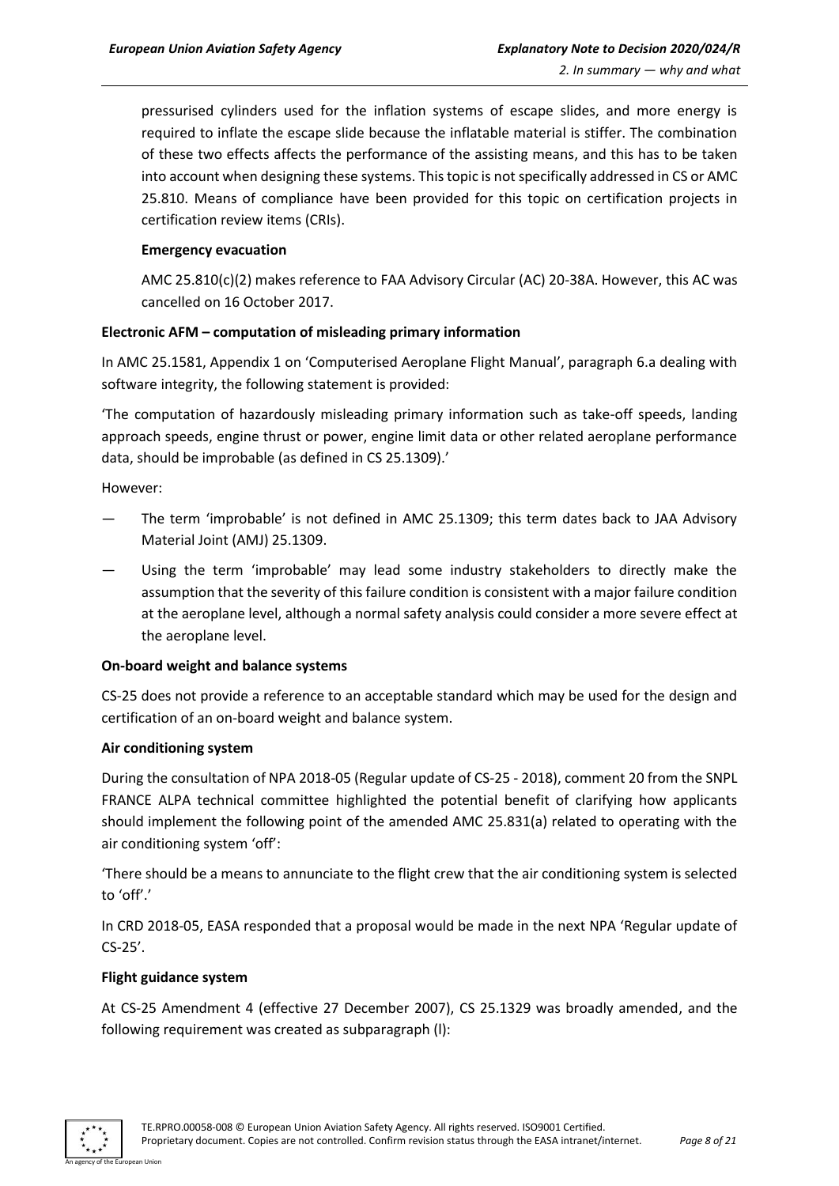pressurised cylinders used for the inflation systems of escape slides, and more energy is required to inflate the escape slide because the inflatable material is stiffer. The combination of these two effects affects the performance of the assisting means, and this has to be taken into account when designing these systems. This topic is not specifically addressed in CS or AMC 25.810. Means of compliance have been provided for this topic on certification projects in certification review items (CRIs).

**Emergency evacuation**

AMC 25.810(c)(2) makes reference to FAA Advisory Circular (AC) 20-38A. However, this AC was cancelled on 16 October 2017.

**Electronic AFM – computation of misleading primary information**

In AMC 25.1581, Appendix 1 on 'Computerised Aeroplane Flight Manual', paragraph 6.a dealing with software integrity, the following statement is provided:

'The computation of hazardously misleading primary information such as take-off speeds, landing approach speeds, engine thrust or power, engine limit data or other related aeroplane performance data, should be improbable (as defined in CS 25.1309).'

However:

— The term 'improbable' is not defined in AMC 25.1309; this term dates back to JAA Advisory Material Joint (AMJ) 25.1309.

— Using the term 'improbable' may lead some industry stakeholders to directly make the assumption that the severity of this failure condition is consistent with a major failure condition at the aeroplane level, although a normal safety analysis could consider a more severe effect at the aeroplane level.

**On-board weight and balance systems**

CS-25 does not provide a reference to an acceptable standard which may be used for the design and certification of an on-board weight and balance system.

**Air conditioning system**

During the consultation of NPA 2018-05 (Regular update of CS-25 - 2018), comment 20 from the SNPL FRANCE ALPA technical committee highlighted the potential benefit of clarifying how applicants should implement the following point of the amended AMC 25.831(a) related to operating with the air conditioning system 'off':

'There should be a means to annunciate to the flight crew that the air conditioning system is selected to 'off'.'

In CRD 2018-05, EASA responded that a proposal would be made in the next NPA 'Regular update of CS-25'.

**Flight guidance system**

At CS-25 Amendment 4 (effective 27 December 2007), CS 25.1329 was broadly amended, and the following requirement was created as subparagraph (l):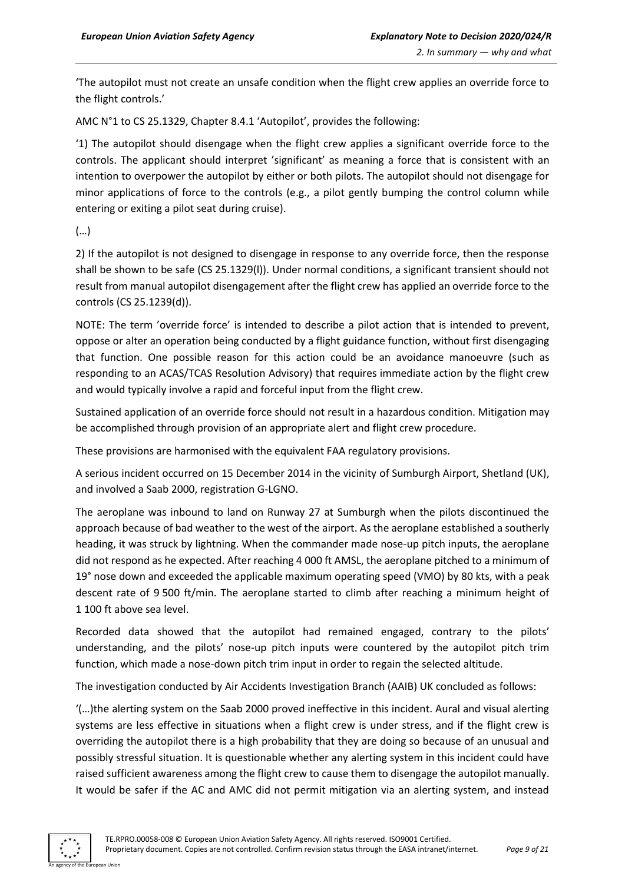'The autopilot must not create an unsafe condition when the flight crew applies an override force to the flight controls.'

AMC N°1 to CS 25.1329, Chapter 8.4.1 'Autopilot', provides the following:

'1) The autopilot should disengage when the flight crew applies a significant override force to the controls. The applicant should interpret 'significant' as meaning a force that is consistent with an intention to overpower the autopilot by either or both pilots. The autopilot should not disengage for minor applications of force to the controls (e.g., a pilot gently bumping the control column while entering or exiting a pilot seat during cruise).

(…)

2) If the autopilot is not designed to disengage in response to any override force, then the response shall be shown to be safe (CS 25.1329(l)). Under normal conditions, a significant transient should not result from manual autopilot disengagement after the flight crew has applied an override force to the controls (CS 25.1239(d)).

NOTE: The term 'override force' is intended to describe a pilot action that is intended to prevent, oppose or alter an operation being conducted by a flight guidance function, without first disengaging that function. One possible reason for this action could be an avoidance manoeuvre (such as responding to an ACAS/TCAS Resolution Advisory) that requires immediate action by the flight crew and would typically involve a rapid and forceful input from the flight crew.

Sustained application of an override force should not result in a hazardous condition. Mitigation may be accomplished through provision of an appropriate alert and flight crew procedure.

These provisions are harmonised with the equivalent FAA regulatory provisions.

A serious incident occurred on 15 December 2014 in the vicinity of Sumburgh Airport, Shetland (UK), and involved a Saab 2000, registration G-LGNO.

The aeroplane was inbound to land on Runway 27 at Sumburgh when the pilots discontinued the approach because of bad weather to the west of the airport. As the aeroplane established a southerly heading, it was struck by lightning. When the commander made nose-up pitch inputs, the aeroplane did not respond as he expected. After reaching 4 000 ft AMSL, the aeroplane pitched to a minimum of 19° nose down and exceeded the applicable maximum operating speed (VMO) by 80 kts, with a peak descent rate of 9 500 ft/min. The aeroplane started to climb after reaching a minimum height of 1 100 ft above sea level.

Recorded data showed that the autopilot had remained engaged, contrary to the pilots' understanding, and the pilots' nose-up pitch inputs were countered by the autopilot pitch trim function, which made a nose-down pitch trim input in order to regain the selected altitude.

The investigation conducted by Air Accidents Investigation Branch (AAIB) UK concluded as follows:

'(…)the alerting system on the Saab 2000 proved ineffective in this incident. Aural and visual alerting systems are less effective in situations when a flight crew is under stress, and if the flight crew is overriding the autopilot there is a high probability that they are doing so because of an unusual and possibly stressful situation. It is questionable whether any alerting system in this incident could have raised sufficient awareness among the flight crew to cause them to disengage the autopilot manually. It would be safer if the AC and AMC did not permit mitigation via an alerting system, and instead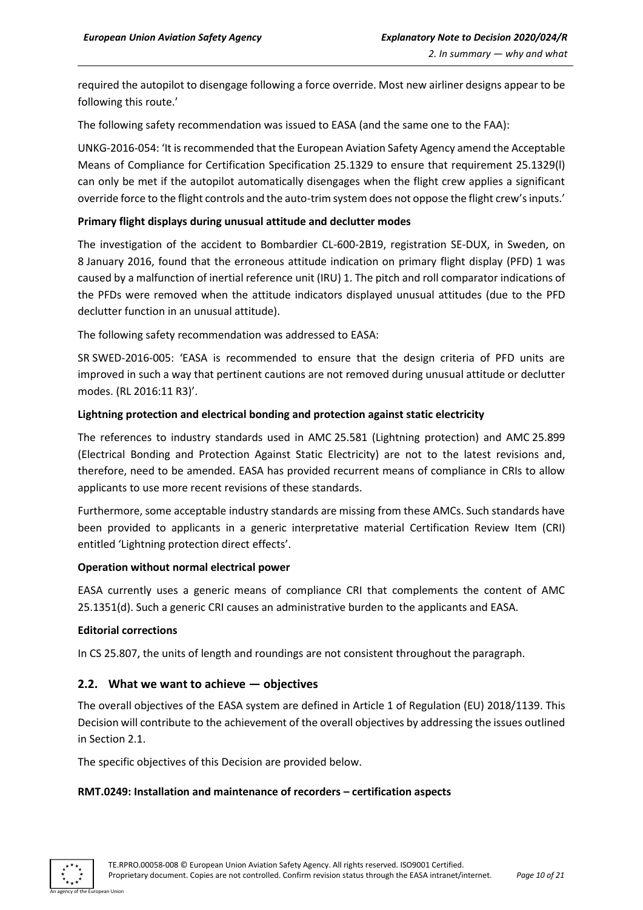required the autopilot to disengage following a force override. Most new airliner designs appear to be following this route.'

The following safety recommendation was issued to EASA (and the same one to the FAA):

UNKG-2016-054: 'It is recommended that the European Aviation Safety Agency amend the Acceptable Means of Compliance for Certification Specification 25.1329 to ensure that requirement 25.1329(l) can only be met if the autopilot automatically disengages when the flight crew applies a significant override force to the flight controls and the auto-trim system does not oppose the flight crew's inputs.'

**Primary flight displays during unusual attitude and declutter modes**

The investigation of the accident to Bombardier CL-600-2B19, registration SE-DUX, in Sweden, on 8 January 2016, found that the erroneous attitude indication on primary flight display (PFD) 1 was caused by a malfunction of inertial reference unit (IRU) 1. The pitch and roll comparator indications of the PFDs were removed when the attitude indicators displayed unusual attitudes (due to the PFD declutter function in an unusual attitude).

The following safety recommendation was addressed to EASA:

SR SWED-2016-005: 'EASA is recommended to ensure that the design criteria of PFD units are improved in such a way that pertinent cautions are not removed during unusual attitude or declutter modes. (RL 2016:11 R3)'.

**Lightning protection and electrical bonding and protection against static electricity**

The references to industry standards used in AMC 25.581 (Lightning protection) and AMC 25.899 (Electrical Bonding and Protection Against Static Electricity) are not to the latest revisions and, therefore, need to be amended. EASA has provided recurrent means of compliance in CRIs to allow applicants to use more recent revisions of these standards.

Furthermore, some acceptable industry standards are missing from these AMCs. Such standards have been provided to applicants in a generic interpretative material Certification Review Item (CRI) entitled 'Lightning protection direct effects'.

**Operation without normal electrical power**

EASA currently uses a generic means of compliance CRI that complements the content of AMC 25.1351(d). Such a generic CRI causes an administrative burden to the applicants and EASA.

**Editorial corrections**

In CS 25.807, the units of length and roundings are not consistent throughout the paragraph.

## 2.2. What we want to achieve — objectives

The overall objectives of the EASA system are defined in Article 1 of Regulation (EU) 2018/1139. This Decision will contribute to the achievement of the overall objectives by addressing the issues outlined in Section 2.1.

The specific objectives of this Decision are provided below.

**RMT.0249: Installation and maintenance of recorders – certification aspects**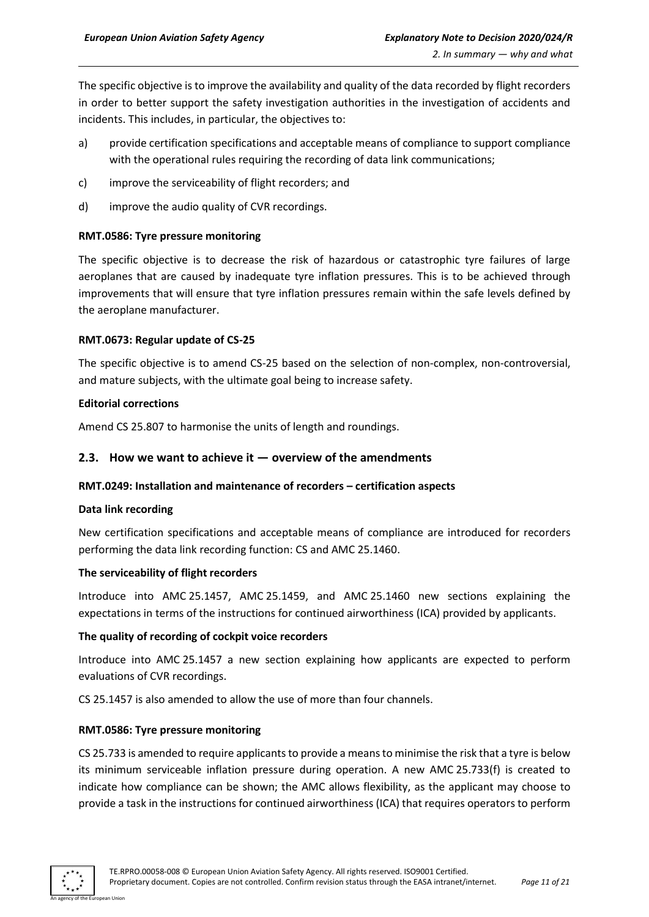The specific objective is to improve the availability and quality of the data recorded by flight recorders in order to better support the safety investigation authorities in the investigation of accidents and incidents. This includes, in particular, the objectives to:

a) provide certification specifications and acceptable means of compliance to support compliance with the operational rules requiring the recording of data link communications;

c) improve the serviceability of flight recorders; and

d) improve the audio quality of CVR recordings.

**RMT.0586: Tyre pressure monitoring**

The specific objective is to decrease the risk of hazardous or catastrophic tyre failures of large aeroplanes that are caused by inadequate tyre inflation pressures. This is to be achieved through improvements that will ensure that tyre inflation pressures remain within the safe levels defined by the aeroplane manufacturer.

**RMT.0673: Regular update of CS-25**

The specific objective is to amend CS-25 based on the selection of non-complex, non-controversial, and mature subjects, with the ultimate goal being to increase safety.

**Editorial corrections**

Amend CS 25.807 to harmonise the units of length and roundings.

## 2.3. How we want to achieve it — overview of the amendments

**RMT.0249: Installation and maintenance of recorders – certification aspects**

**Data link recording**

New certification specifications and acceptable means of compliance are introduced for recorders performing the data link recording function: CS and AMC 25.1460.

**The serviceability of flight recorders**

Introduce into AMC 25.1457, AMC 25.1459, and AMC 25.1460 new sections explaining the expectations in terms of the instructions for continued airworthiness (ICA) provided by applicants.

**The quality of recording of cockpit voice recorders**

Introduce into AMC 25.1457 a new section explaining how applicants are expected to perform evaluations of CVR recordings.

CS 25.1457 is also amended to allow the use of more than four channels.

**RMT.0586: Tyre pressure monitoring**

CS 25.733 is amended to require applicants to provide a means to minimise the risk that a tyre is below its minimum serviceable inflation pressure during operation. A new AMC 25.733(f) is created to indicate how compliance can be shown; the AMC allows flexibility, as the applicant may choose to provide a task in the instructions for continued airworthiness (ICA) that requires operators to perform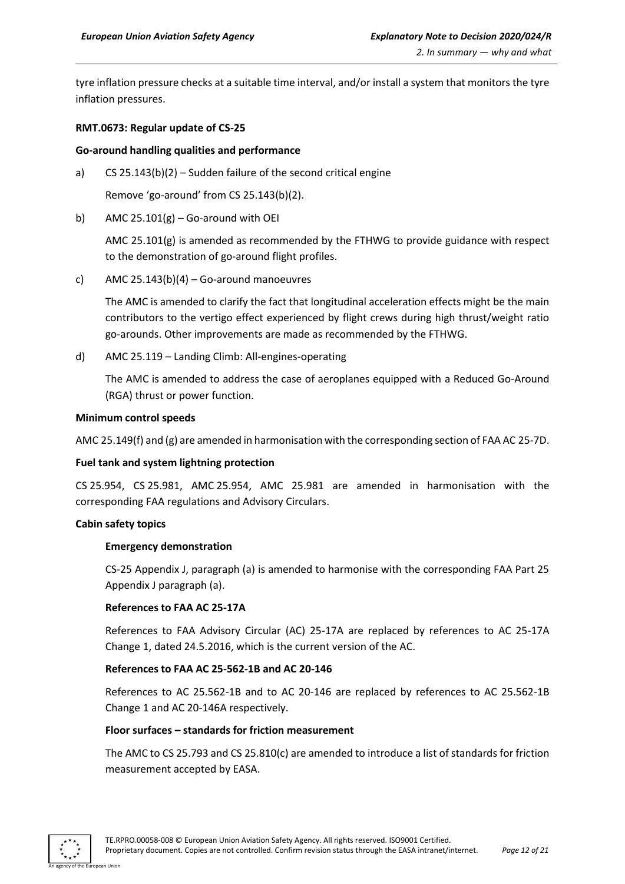tyre inflation pressure checks at a suitable time interval, and/or install a system that monitors the tyre inflation pressures.

**RMT.0673: Regular update of CS-25**

**Go-around handling qualities and performance**

a) CS 25.143(b)(2) – Sudden failure of the second critical engine

   Remove 'go-around' from CS 25.143(b)(2).

b) AMC 25.101(g) – Go-around with OEI

   AMC 25.101(g) is amended as recommended by the FTHWG to provide guidance with respect to the demonstration of go-around flight profiles.

c) AMC 25.143(b)(4) – Go-around manoeuvres

   The AMC is amended to clarify the fact that longitudinal acceleration effects might be the main contributors to the vertigo effect experienced by flight crews during high thrust/weight ratio go-arounds. Other improvements are made as recommended by the FTHWG.

d) AMC 25.119 – Landing Climb: All-engines-operating

   The AMC is amended to address the case of aeroplanes equipped with a Reduced Go-Around (RGA) thrust or power function.

**Minimum control speeds**

AMC 25.149(f) and (g) are amended in harmonisation with the corresponding section of FAA AC 25-7D.

**Fuel tank and system lightning protection**

CS 25.954, CS 25.981, AMC 25.954, AMC 25.981 are amended in harmonisation with the corresponding FAA regulations and Advisory Circulars.

**Cabin safety topics**

**Emergency demonstration**

CS-25 Appendix J, paragraph (a) is amended to harmonise with the corresponding FAA Part 25 Appendix J paragraph (a).

**References to FAA AC 25-17A**

References to FAA Advisory Circular (AC) 25-17A are replaced by references to AC 25-17A Change 1, dated 24.5.2016, which is the current version of the AC.

**References to FAA AC 25-562-1B and AC 20-146**

References to AC 25.562-1B and to AC 20-146 are replaced by references to AC 25.562-1B Change 1 and AC 20-146A respectively.

**Floor surfaces – standards for friction measurement**

The AMC to CS 25.793 and CS 25.810(c) are amended to introduce a list of standards for friction measurement accepted by EASA.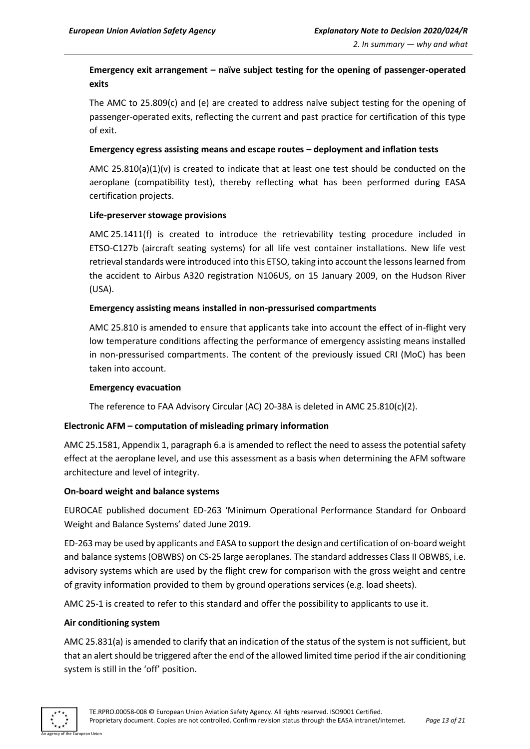**Emergency exit arrangement – naïve subject testing for the opening of passenger-operated exits**

The AMC to 25.809(c) and (e) are created to address naïve subject testing for the opening of passenger-operated exits, reflecting the current and past practice for certification of this type of exit.

**Emergency egress assisting means and escape routes – deployment and inflation tests**

AMC 25.810(a)(1)(v) is created to indicate that at least one test should be conducted on the aeroplane (compatibility test), thereby reflecting what has been performed during EASA certification projects.

**Life-preserver stowage provisions**

AMC 25.1411(f) is created to introduce the retrievability testing procedure included in ETSO-C127b (aircraft seating systems) for all life vest container installations. New life vest retrieval standards were introduced into this ETSO, taking into account the lessons learned from the accident to Airbus A320 registration N106US, on 15 January 2009, on the Hudson River (USA).

**Emergency assisting means installed in non-pressurised compartments**

AMC 25.810 is amended to ensure that applicants take into account the effect of in-flight very low temperature conditions affecting the performance of emergency assisting means installed in non-pressurised compartments. The content of the previously issued CRI (MoC) has been taken into account.

**Emergency evacuation**

The reference to FAA Advisory Circular (AC) 20-38A is deleted in AMC 25.810(c)(2).

**Electronic AFM – computation of misleading primary information**

AMC 25.1581, Appendix 1, paragraph 6.a is amended to reflect the need to assess the potential safety effect at the aeroplane level, and use this assessment as a basis when determining the AFM software architecture and level of integrity.

**On-board weight and balance systems**

EUROCAE published document ED-263 'Minimum Operational Performance Standard for Onboard Weight and Balance Systems' dated June 2019.

ED-263 may be used by applicants and EASA to support the design and certification of on-board weight and balance systems (OBWBS) on CS-25 large aeroplanes. The standard addresses Class II OBWBS, i.e. advisory systems which are used by the flight crew for comparison with the gross weight and centre of gravity information provided to them by ground operations services (e.g. load sheets).

AMC 25-1 is created to refer to this standard and offer the possibility to applicants to use it.

**Air conditioning system**

AMC 25.831(a) is amended to clarify that an indication of the status of the system is not sufficient, but that an alert should be triggered after the end of the allowed limited time period if the air conditioning system is still in the 'off' position.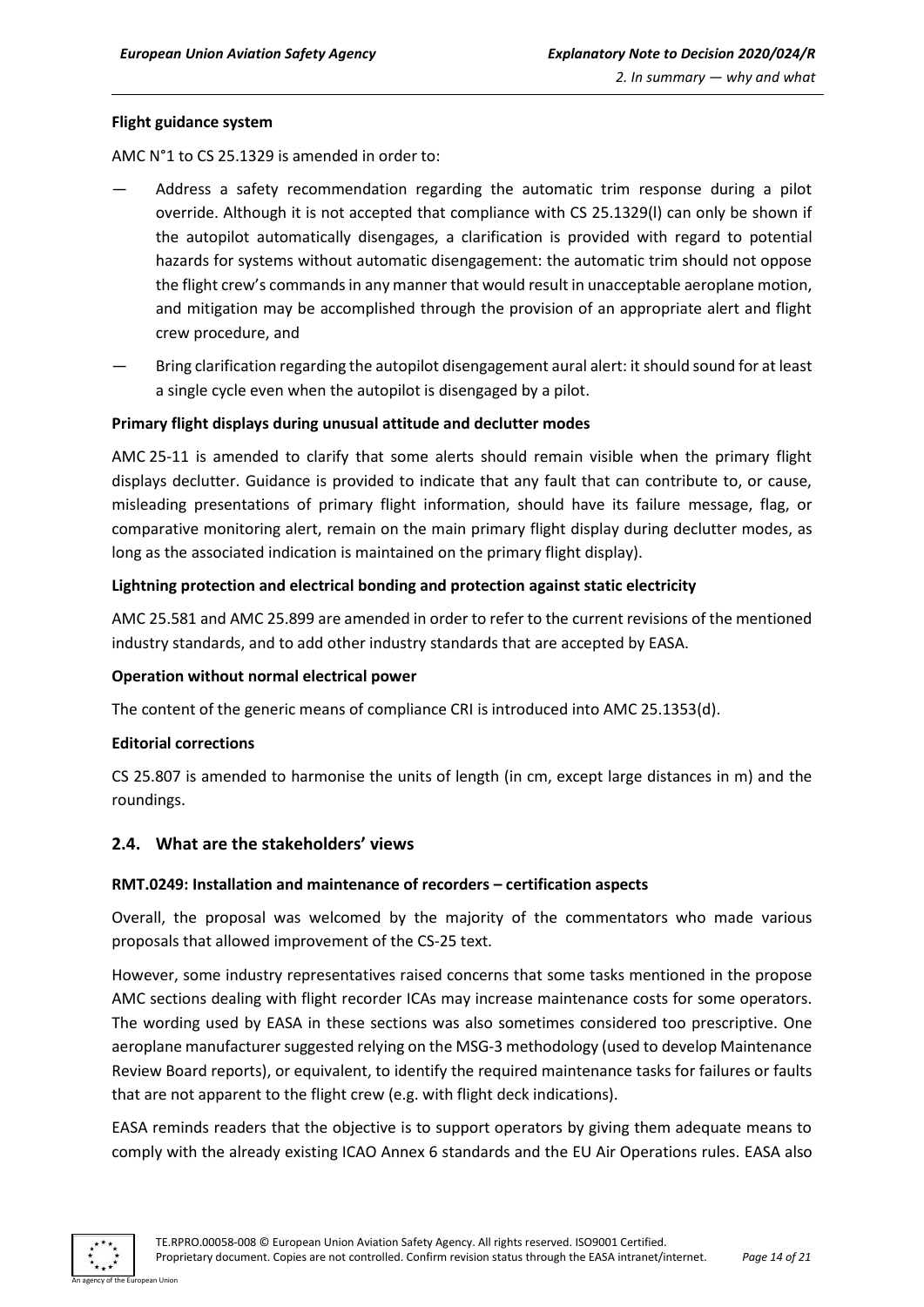**Flight guidance system**

AMC N°1 to CS 25.1329 is amended in order to:

— Address a safety recommendation regarding the automatic trim response during a pilot override. Although it is not accepted that compliance with CS 25.1329(l) can only be shown if the autopilot automatically disengages, a clarification is provided with regard to potential hazards for systems without automatic disengagement: the automatic trim should not oppose the flight crew's commands in any manner that would result in unacceptable aeroplane motion, and mitigation may be accomplished through the provision of an appropriate alert and flight crew procedure, and

— Bring clarification regarding the autopilot disengagement aural alert: it should sound for at least a single cycle even when the autopilot is disengaged by a pilot.

**Primary flight displays during unusual attitude and declutter modes**

AMC 25-11 is amended to clarify that some alerts should remain visible when the primary flight displays declutter. Guidance is provided to indicate that any fault that can contribute to, or cause, misleading presentations of primary flight information, should have its failure message, flag, or comparative monitoring alert, remain on the main primary flight display during declutter modes, as long as the associated indication is maintained on the primary flight display).

**Lightning protection and electrical bonding and protection against static electricity**

AMC 25.581 and AMC 25.899 are amended in order to refer to the current revisions of the mentioned industry standards, and to add other industry standards that are accepted by EASA.

**Operation without normal electrical power**

The content of the generic means of compliance CRI is introduced into AMC 25.1353(d).

**Editorial corrections**

CS 25.807 is amended to harmonise the units of length (in cm, except large distances in m) and the roundings.

## 2.4. What are the stakeholders' views

**RMT.0249: Installation and maintenance of recorders – certification aspects**

Overall, the proposal was welcomed by the majority of the commentators who made various proposals that allowed improvement of the CS-25 text.

However, some industry representatives raised concerns that some tasks mentioned in the propose AMC sections dealing with flight recorder ICAs may increase maintenance costs for some operators. The wording used by EASA in these sections was also sometimes considered too prescriptive. One aeroplane manufacturer suggested relying on the MSG-3 methodology (used to develop Maintenance Review Board reports), or equivalent, to identify the required maintenance tasks for failures or faults that are not apparent to the flight crew (e.g. with flight deck indications).

EASA reminds readers that the objective is to support operators by giving them adequate means to comply with the already existing ICAO Annex 6 standards and the EU Air Operations rules. EASA also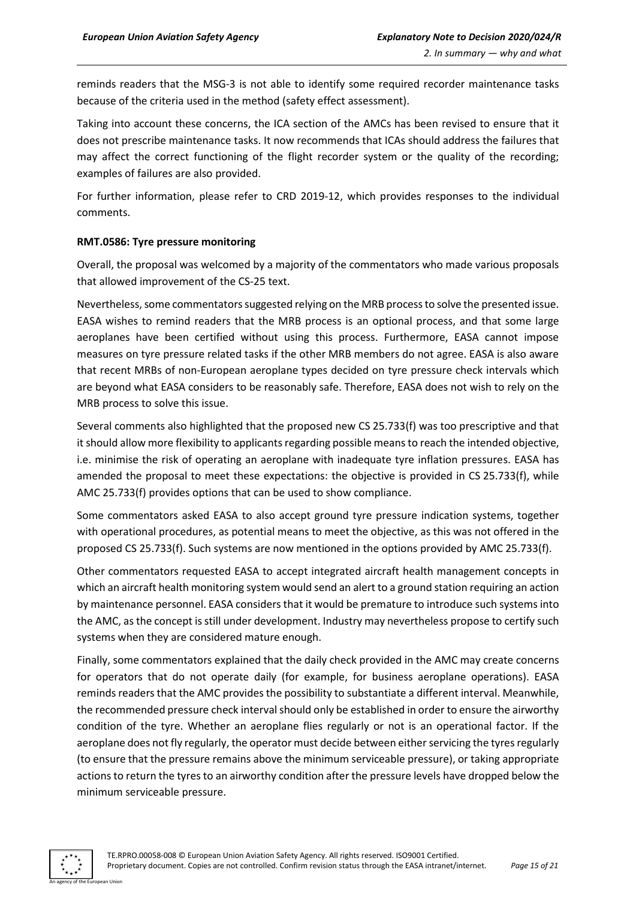reminds readers that the MSG-3 is not able to identify some required recorder maintenance tasks because of the criteria used in the method (safety effect assessment).

Taking into account these concerns, the ICA section of the AMCs has been revised to ensure that it does not prescribe maintenance tasks. It now recommends that ICAs should address the failures that may affect the correct functioning of the flight recorder system or the quality of the recording; examples of failures are also provided.

For further information, please refer to CRD 2019-12, which provides responses to the individual comments.

**RMT.0586: Tyre pressure monitoring**

Overall, the proposal was welcomed by a majority of the commentators who made various proposals that allowed improvement of the CS-25 text.

Nevertheless, some commentators suggested relying on the MRB process to solve the presented issue. EASA wishes to remind readers that the MRB process is an optional process, and that some large aeroplanes have been certified without using this process. Furthermore, EASA cannot impose measures on tyre pressure related tasks if the other MRB members do not agree. EASA is also aware that recent MRBs of non-European aeroplane types decided on tyre pressure check intervals which are beyond what EASA considers to be reasonably safe. Therefore, EASA does not wish to rely on the MRB process to solve this issue.

Several comments also highlighted that the proposed new CS 25.733(f) was too prescriptive and that it should allow more flexibility to applicants regarding possible means to reach the intended objective, i.e. minimise the risk of operating an aeroplane with inadequate tyre inflation pressures. EASA has amended the proposal to meet these expectations: the objective is provided in CS 25.733(f), while AMC 25.733(f) provides options that can be used to show compliance.

Some commentators asked EASA to also accept ground tyre pressure indication systems, together with operational procedures, as potential means to meet the objective, as this was not offered in the proposed CS 25.733(f). Such systems are now mentioned in the options provided by AMC 25.733(f).

Other commentators requested EASA to accept integrated aircraft health management concepts in which an aircraft health monitoring system would send an alert to a ground station requiring an action by maintenance personnel. EASA considers that it would be premature to introduce such systems into the AMC, as the concept is still under development. Industry may nevertheless propose to certify such systems when they are considered mature enough.

Finally, some commentators explained that the daily check provided in the AMC may create concerns for operators that do not operate daily (for example, for business aeroplane operations). EASA reminds readers that the AMC provides the possibility to substantiate a different interval. Meanwhile, the recommended pressure check interval should only be established in order to ensure the airworthy condition of the tyre. Whether an aeroplane flies regularly or not is an operational factor. If the aeroplane does not fly regularly, the operator must decide between either servicing the tyres regularly (to ensure that the pressure remains above the minimum serviceable pressure), or taking appropriate actions to return the tyres to an airworthy condition after the pressure levels have dropped below the minimum serviceable pressure.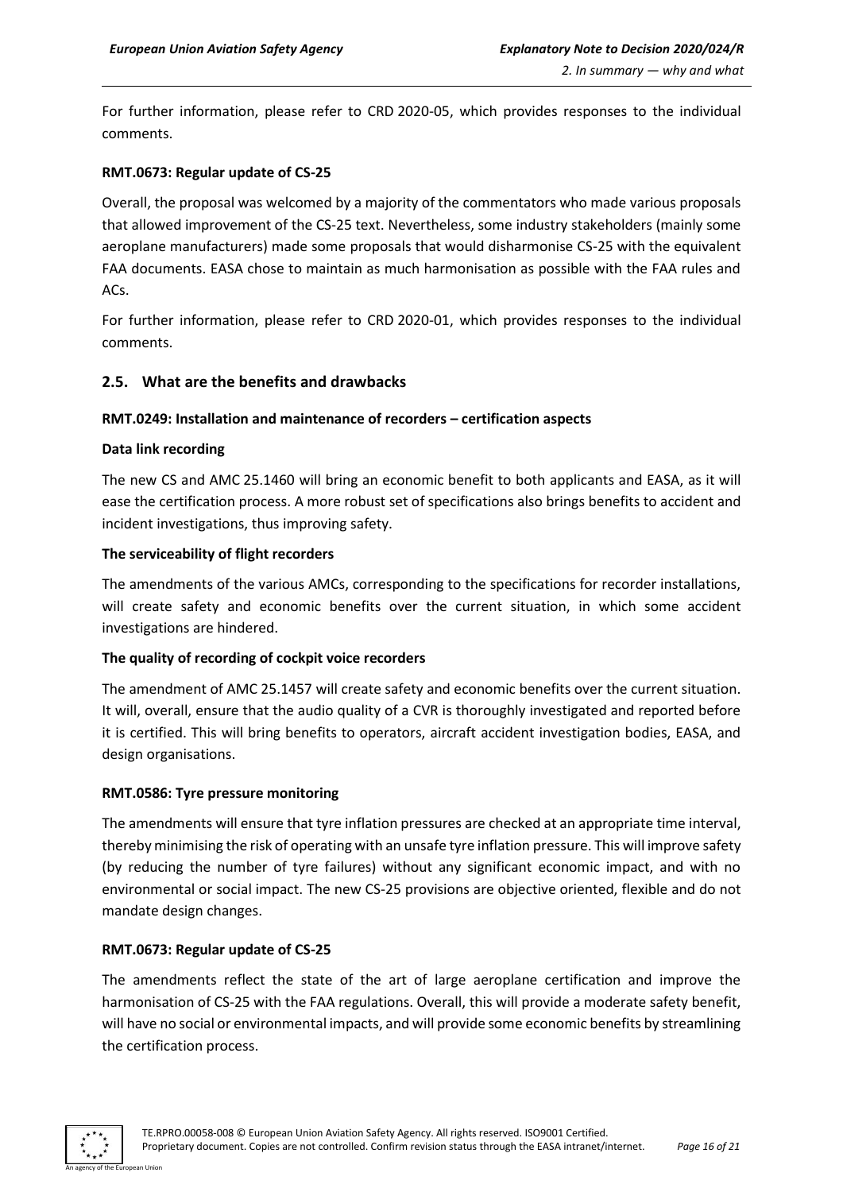For further information, please refer to CRD 2020-05, which provides responses to the individual comments.

**RMT.0673: Regular update of CS-25**

Overall, the proposal was welcomed by a majority of the commentators who made various proposals that allowed improvement of the CS-25 text. Nevertheless, some industry stakeholders (mainly some aeroplane manufacturers) made some proposals that would disharmonise CS-25 with the equivalent FAA documents. EASA chose to maintain as much harmonisation as possible with the FAA rules and ACs.

For further information, please refer to CRD 2020-01, which provides responses to the individual comments.

## 2.5. What are the benefits and drawbacks

**RMT.0249: Installation and maintenance of recorders – certification aspects**

**Data link recording**

The new CS and AMC 25.1460 will bring an economic benefit to both applicants and EASA, as it will ease the certification process. A more robust set of specifications also brings benefits to accident and incident investigations, thus improving safety.

**The serviceability of flight recorders**

The amendments of the various AMCs, corresponding to the specifications for recorder installations, will create safety and economic benefits over the current situation, in which some accident investigations are hindered.

**The quality of recording of cockpit voice recorders**

The amendment of AMC 25.1457 will create safety and economic benefits over the current situation. It will, overall, ensure that the audio quality of a CVR is thoroughly investigated and reported before it is certified. This will bring benefits to operators, aircraft accident investigation bodies, EASA, and design organisations.

**RMT.0586: Tyre pressure monitoring**

The amendments will ensure that tyre inflation pressures are checked at an appropriate time interval, thereby minimising the risk of operating with an unsafe tyre inflation pressure. This will improve safety (by reducing the number of tyre failures) without any significant economic impact, and with no environmental or social impact. The new CS-25 provisions are objective oriented, flexible and do not mandate design changes.

**RMT.0673: Regular update of CS-25**

The amendments reflect the state of the art of large aeroplane certification and improve the harmonisation of CS-25 with the FAA regulations. Overall, this will provide a moderate safety benefit, will have no social or environmental impacts, and will provide some economic benefits by streamlining the certification process.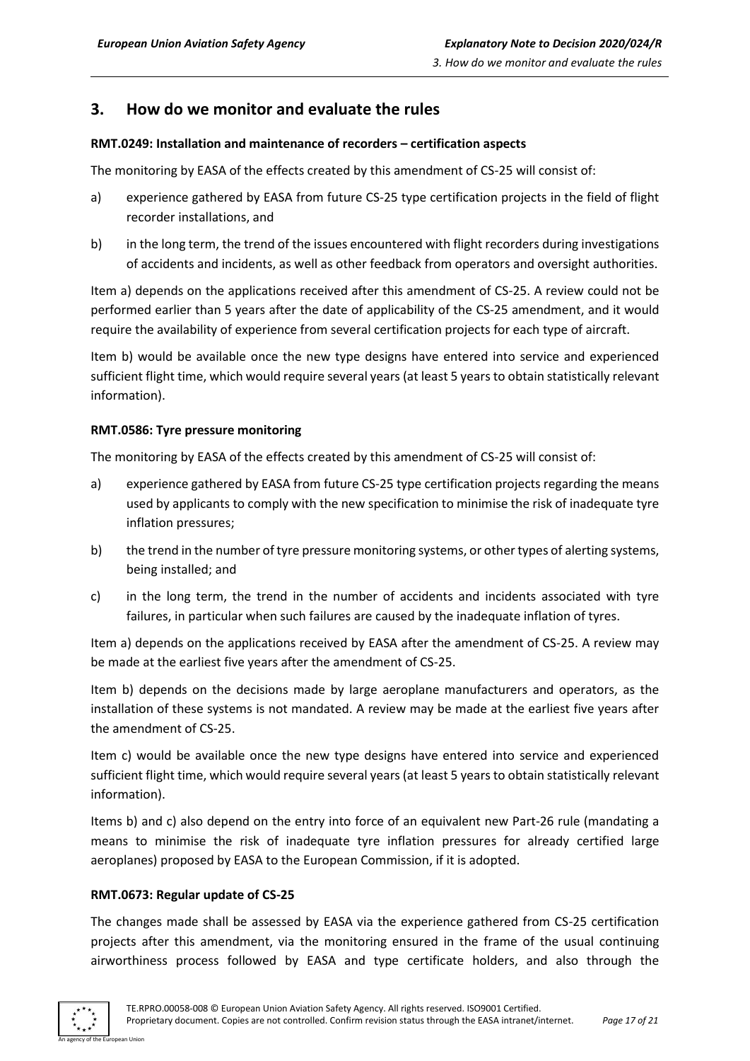## 3. How do we monitor and evaluate the rules

**RMT.0249: Installation and maintenance of recorders – certification aspects**

The monitoring by EASA of the effects created by this amendment of CS-25 will consist of:

a) experience gathered by EASA from future CS-25 type certification projects in the field of flight recorder installations, and

b) in the long term, the trend of the issues encountered with flight recorders during investigations of accidents and incidents, as well as other feedback from operators and oversight authorities.

Item a) depends on the applications received after this amendment of CS-25. A review could not be performed earlier than 5 years after the date of applicability of the CS-25 amendment, and it would require the availability of experience from several certification projects for each type of aircraft.

Item b) would be available once the new type designs have entered into service and experienced sufficient flight time, which would require several years (at least 5 years to obtain statistically relevant information).

**RMT.0586: Tyre pressure monitoring**

The monitoring by EASA of the effects created by this amendment of CS-25 will consist of:

a) experience gathered by EASA from future CS-25 type certification projects regarding the means used by applicants to comply with the new specification to minimise the risk of inadequate tyre inflation pressures;

b) the trend in the number of tyre pressure monitoring systems, or other types of alerting systems, being installed; and

c) in the long term, the trend in the number of accidents and incidents associated with tyre failures, in particular when such failures are caused by the inadequate inflation of tyres.

Item a) depends on the applications received by EASA after the amendment of CS-25. A review may be made at the earliest five years after the amendment of CS-25.

Item b) depends on the decisions made by large aeroplane manufacturers and operators, as the installation of these systems is not mandated. A review may be made at the earliest five years after the amendment of CS-25.

Item c) would be available once the new type designs have entered into service and experienced sufficient flight time, which would require several years (at least 5 years to obtain statistically relevant information).

Items b) and c) also depend on the entry into force of an equivalent new Part-26 rule (mandating a means to minimise the risk of inadequate tyre inflation pressures for already certified large aeroplanes) proposed by EASA to the European Commission, if it is adopted.

**RMT.0673: Regular update of CS-25**

The changes made shall be assessed by EASA via the experience gathered from CS-25 certification projects after this amendment, via the monitoring ensured in the frame of the usual continuing airworthiness process followed by EASA and type certificate holders, and also through the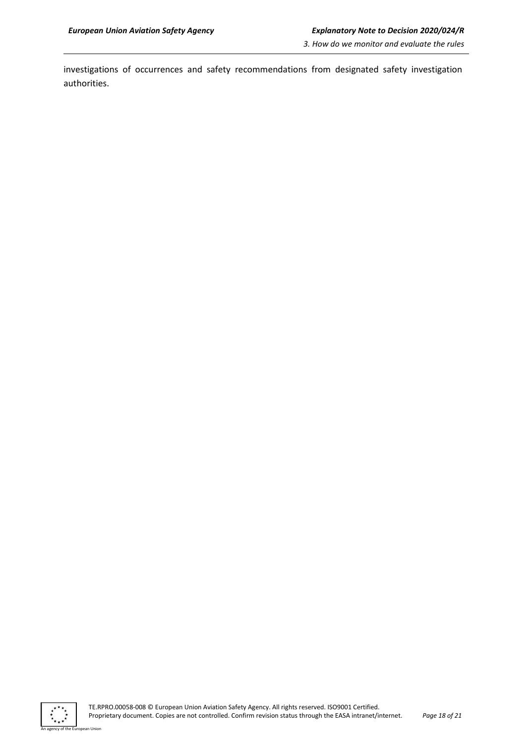investigations of occurrences and safety recommendations from designated safety investigation authorities.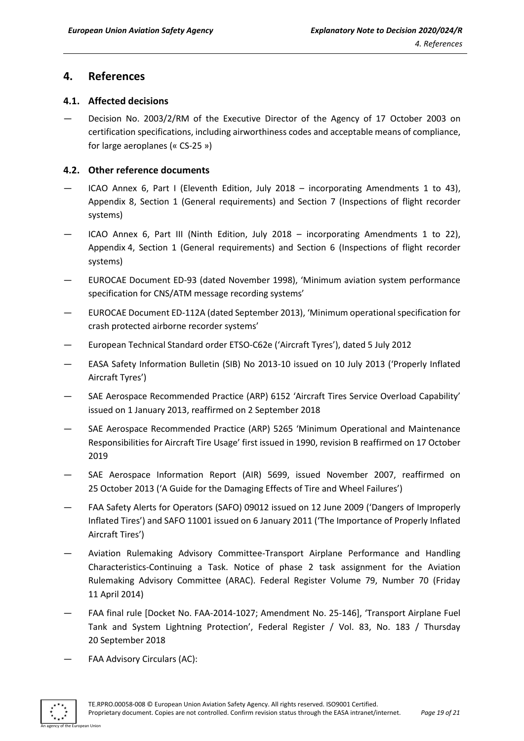## 4. References

### 4.1. Affected decisions

- Decision No. 2003/2/RM of the Executive Director of the Agency of 17 October 2003 on certification specifications, including airworthiness codes and acceptable means of compliance, for large aeroplanes (« CS-25 »)

### 4.2. Other reference documents

- ICAO Annex 6, Part I (Eleventh Edition, July 2018 – incorporating Amendments 1 to 43), Appendix 8, Section 1 (General requirements) and Section 7 (Inspections of flight recorder systems)
- ICAO Annex 6, Part III (Ninth Edition, July 2018 – incorporating Amendments 1 to 22), Appendix 4, Section 1 (General requirements) and Section 6 (Inspections of flight recorder systems)
- EUROCAE Document ED-93 (dated November 1998), 'Minimum aviation system performance specification for CNS/ATM message recording systems'
- EUROCAE Document ED-112A (dated September 2013), 'Minimum operational specification for crash protected airborne recorder systems'
- European Technical Standard order ETSO-C62e ('Aircraft Tyres'), dated 5 July 2012
- EASA Safety Information Bulletin (SIB) No 2013-10 issued on 10 July 2013 ('Properly Inflated Aircraft Tyres')
- SAE Aerospace Recommended Practice (ARP) 6152 'Aircraft Tires Service Overload Capability' issued on 1 January 2013, reaffirmed on 2 September 2018
- SAE Aerospace Recommended Practice (ARP) 5265 'Minimum Operational and Maintenance Responsibilities for Aircraft Tire Usage' first issued in 1990, revision B reaffirmed on 17 October 2019
- SAE Aerospace Information Report (AIR) 5699, issued November 2007, reaffirmed on 25 October 2013 ('A Guide for the Damaging Effects of Tire and Wheel Failures')
- FAA Safety Alerts for Operators (SAFO) 09012 issued on 12 June 2009 ('Dangers of Improperly Inflated Tires') and SAFO 11001 issued on 6 January 2011 ('The Importance of Properly Inflated Aircraft Tires')
- Aviation Rulemaking Advisory Committee-Transport Airplane Performance and Handling Characteristics-Continuing a Task. Notice of phase 2 task assignment for the Aviation Rulemaking Advisory Committee (ARAC). Federal Register Volume 79, Number 70 (Friday 11 April 2014)
- FAA final rule [Docket No. FAA-2014-1027; Amendment No. 25-146], 'Transport Airplane Fuel Tank and System Lightning Protection', Federal Register / Vol. 83, No. 183 / Thursday 20 September 2018
- FAA Advisory Circulars (AC):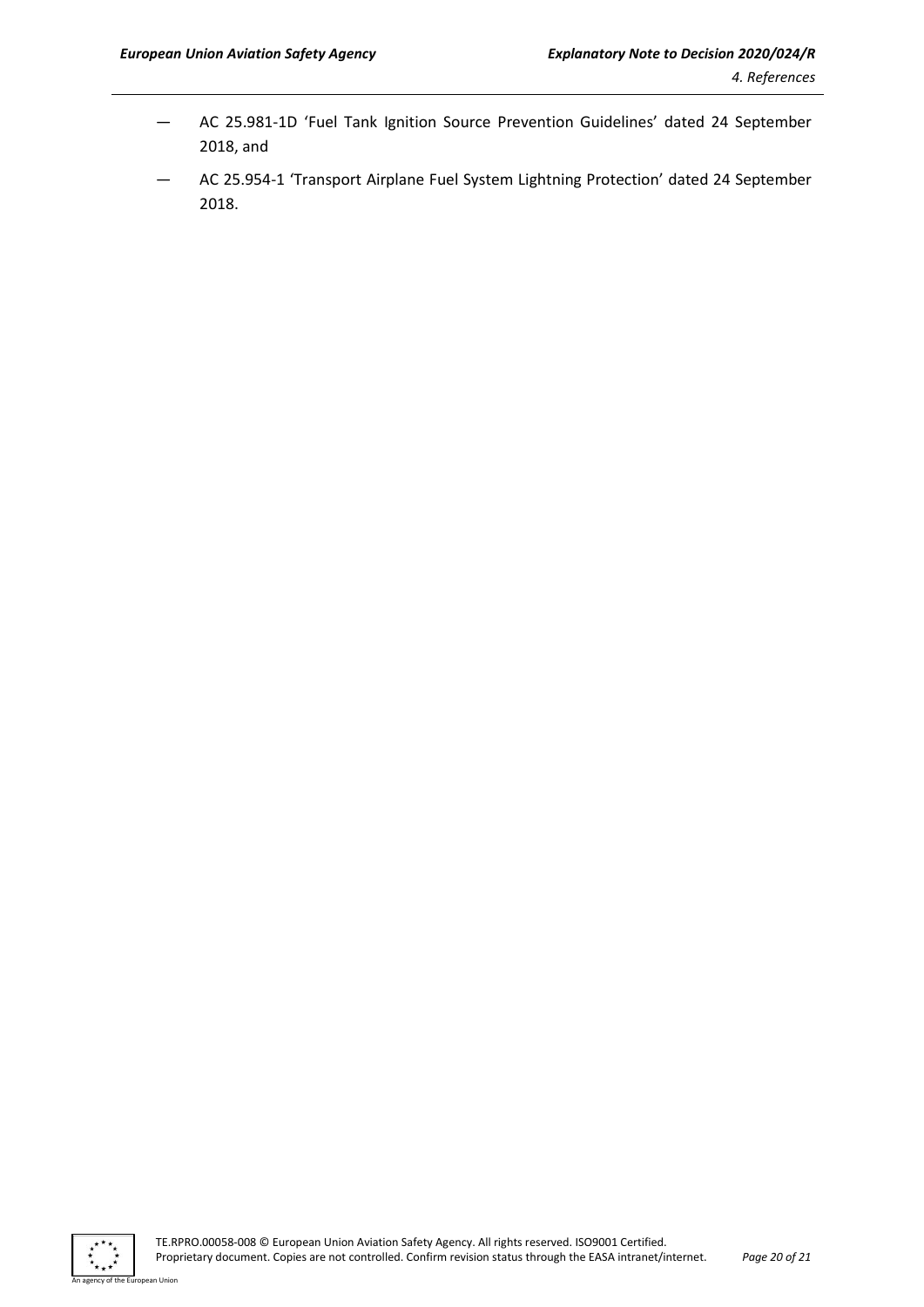- AC 25.981-1D 'Fuel Tank Ignition Source Prevention Guidelines' dated 24 September 2018, and
- AC 25.954-1 'Transport Airplane Fuel System Lightning Protection' dated 24 September 2018.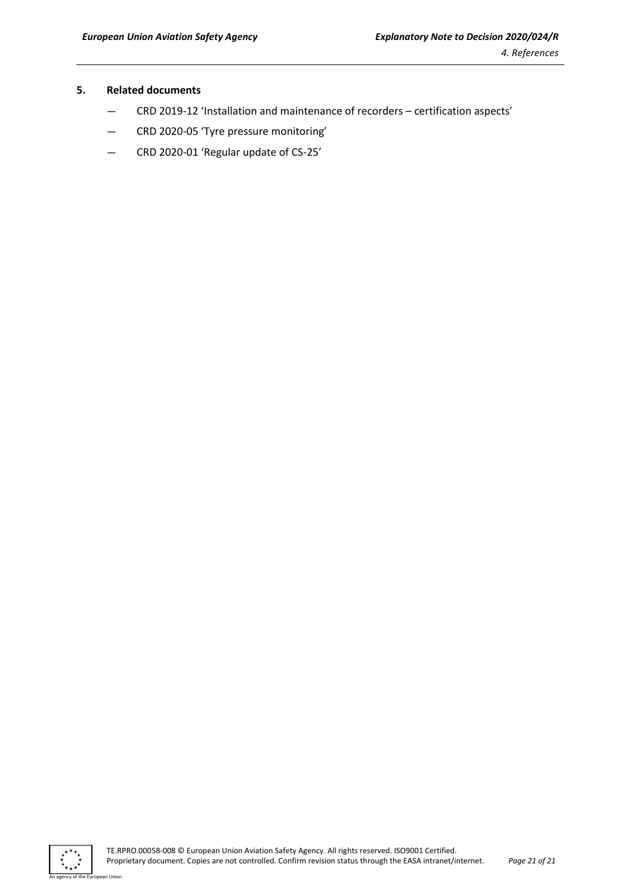## 5. Related documents

- CRD 2019-12 'Installation and maintenance of recorders – certification aspects'
- CRD 2020-05 'Tyre pressure monitoring'
- CRD 2020-01 'Regular update of CS-25'